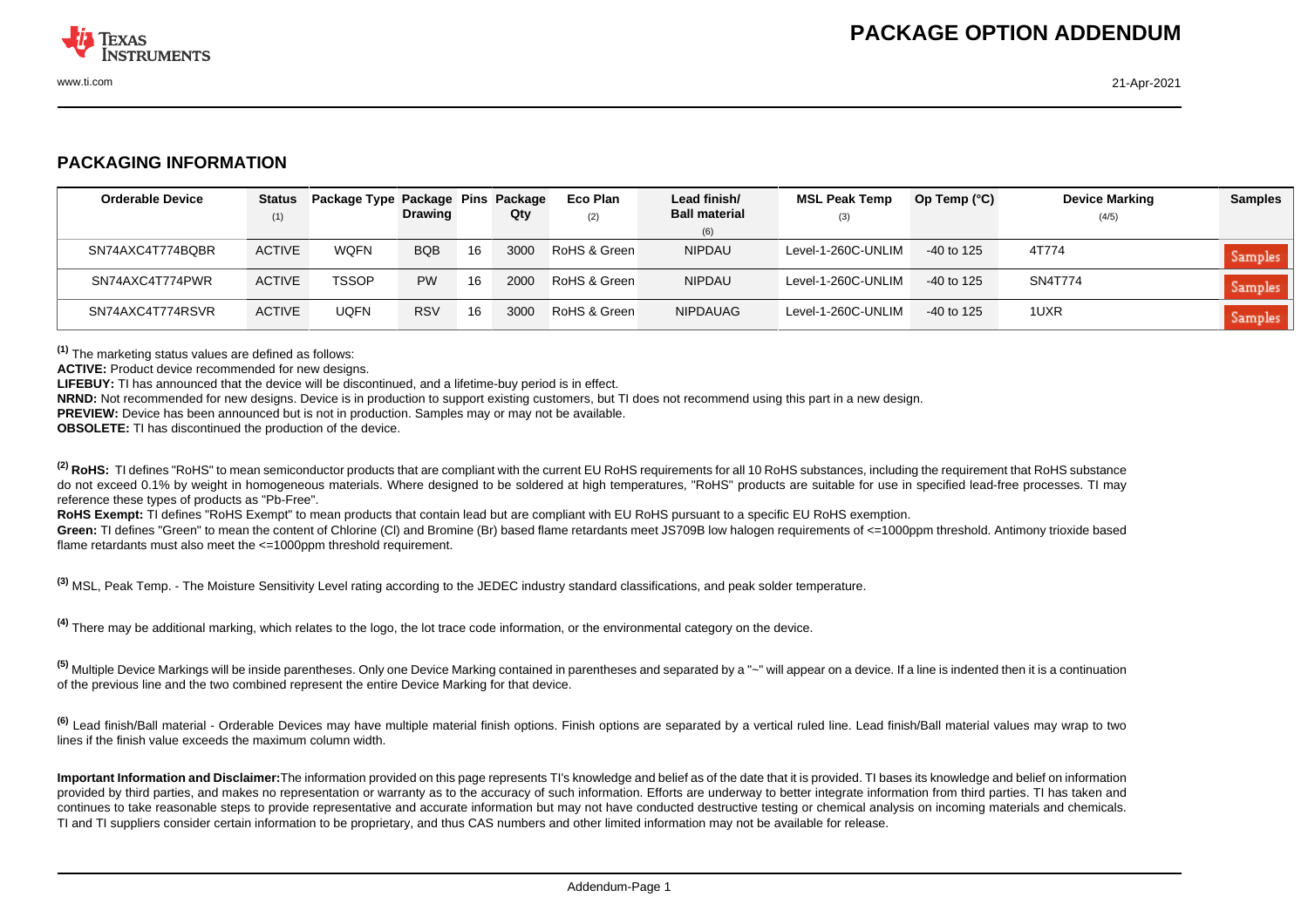# PACKAGE OPTION ADDENDUM

## PACKAGING INFORMATION

| Orderable Device | Status (1) | Package Type | Package Drawing | Pins | Package Qty | Eco Plan (2) | Lead finish/ Ball material (6) | MSL Peak Temp (3) | Op Temp (°C) | Device Marking (4/5) | Samples |
|---|---|---|---|---|---|---|---|---|---|---|---|
| SN74AXC4T774BQBR | ACTIVE | WQFN | BQB | 16 | 3000 | RoHS & Green | NIPDAU | Level-1-260C-UNLIM | -40 to 125 | 4T774 | Samples |
| SN74AXC4T774PWR | ACTIVE | TSSOP | PW | 16 | 2000 | RoHS & Green | NIPDAU | Level-1-260C-UNLIM | -40 to 125 | SN4T774 | Samples |
| SN74AXC4T774RSVR | ACTIVE | UQFN | RSV | 16 | 3000 | RoHS & Green | NIPDAUAG | Level-1-260C-UNLIM | -40 to 125 | 1UXR | Samples |

[1] The marketing status values are defined as follows:
**ACTIVE:** Product device recommended for new designs.
**LIFEBUY:** TI has announced that the device will be discontinued, and a lifetime-buy period is in effect.
**NRND:** Not recommended for new designs. Device is in production to support existing customers, but TI does not recommend using this part in a new design.
**PREVIEW:** Device has been announced but is not in production. Samples may or may not be available.
**OBSOLETE:** TI has discontinued the production of the device.

[2] **RoHS:** TI defines "RoHS" to mean semiconductor products that are compliant with the current EU RoHS requirements for all 10 RoHS substances, including the requirement that RoHS substance do not exceed 0.1% by weight in homogeneous materials. Where designed to be soldered at high temperatures, "RoHS" products are suitable for use in specified lead-free processes. TI may reference these types of products as "Pb-Free".
**RoHS Exempt:** TI defines "RoHS Exempt" to mean products that contain lead but are compliant with EU RoHS pursuant to a specific EU RoHS exemption.
**Green:** TI defines "Green" to mean the content of Chlorine (Cl) and Bromine (Br) based flame retardants meet JS709B low halogen requirements of <=1000ppm threshold. Antimony trioxide based flame retardants must also meet the <=1000ppm threshold requirement.

[3] MSL, Peak Temp. - The Moisture Sensitivity Level rating according to the JEDEC industry standard classifications, and peak solder temperature.

[4] There may be additional marking, which relates to the logo, the lot trace code information, or the environmental category on the device.

[5] Multiple Device Markings will be inside parentheses. Only one Device Marking contained in parentheses and separated by a "~" will appear on a device. If a line is indented then it is a continuation of the previous line and the two combined represent the entire Device Marking for that device.

[6] Lead finish/Ball material - Orderable Devices may have multiple material finish options. Finish options are separated by a vertical ruled line. Lead finish/Ball material values may wrap to two lines if the finish value exceeds the maximum column width.

**Important Information and Disclaimer:** The information provided on this page represents TI's knowledge and belief as of the date that it is provided. TI bases its knowledge and belief on information provided by third parties, and makes no representation or warranty as to the accuracy of such information. Efforts are underway to better integrate information from third parties. TI has taken and continues to take reasonable steps to provide representative and accurate information but may not have conducted destructive testing or chemical analysis on incoming materials and chemicals. TI and TI suppliers consider certain information to be proprietary, and thus CAS numbers and other limited information may not be available for release.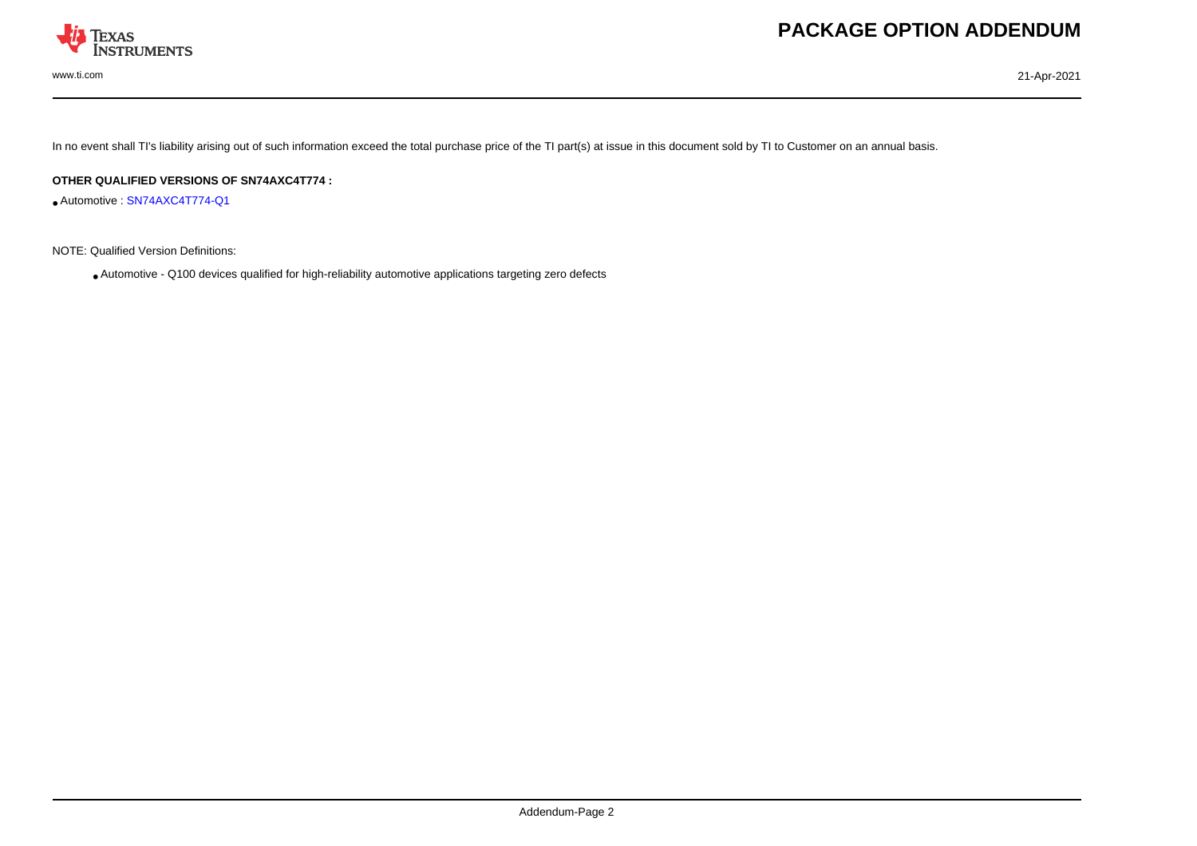In no event shall TI's liability arising out of such information exceed the total purchase price of the TI part(s) at issue in this document sold by TI to Customer on an annual basis.

**OTHER QUALIFIED VERSIONS OF SN74AXC4T774 :**

- Automotive : SN74AXC4T774-Q1

NOTE: Qualified Version Definitions:

- Automotive - Q100 devices qualified for high-reliability automotive applications targeting zero defects